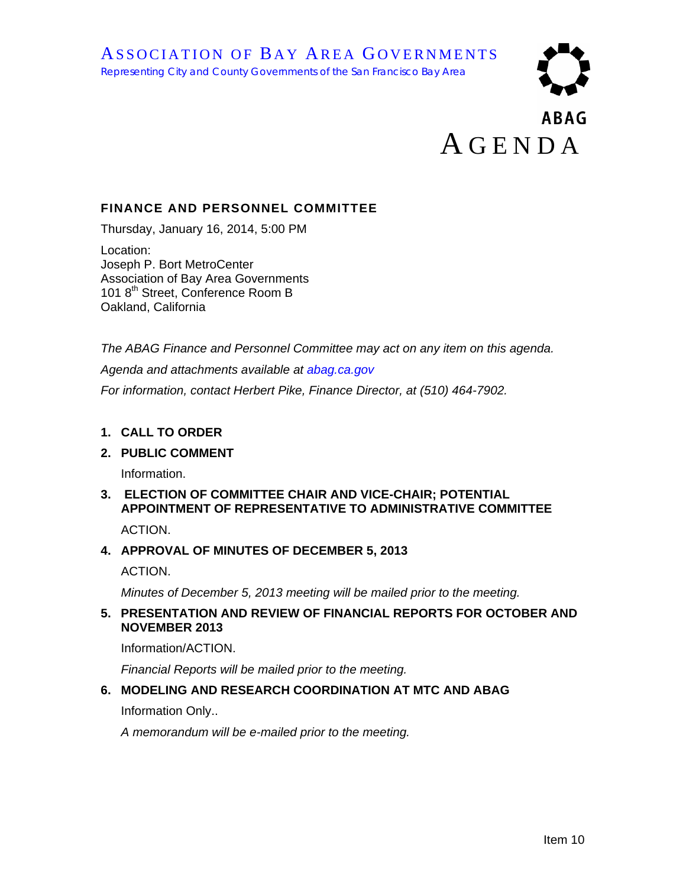ASSOCIATION OF BAY AREA GOVERNMENTS
*Representing City and County Governments of the San Francisco Bay Area*

ABAG

# AGENDA

## FINANCE AND PERSONNEL COMMITTEE

Thursday, January 16, 2014, 5:00 PM

Location:
Joseph P. Bort MetroCenter
Association of Bay Area Governments
101 8th Street, Conference Room B
Oakland, California

*The ABAG Finance and Personnel Committee may act on any item on this agenda.*

*Agenda and attachments available at abag.ca.gov*

*For information, contact Herbert Pike, Finance Director, at (510) 464-7902.*

1. **CALL TO ORDER**

2. **PUBLIC COMMENT**

   Information.

3. **ELECTION OF COMMITTEE CHAIR AND VICE-CHAIR; POTENTIAL APPOINTMENT OF REPRESENTATIVE TO ADMINISTRATIVE COMMITTEE**

   ACTION.

4. **APPROVAL OF MINUTES OF DECEMBER 5, 2013**

   ACTION.

   *Minutes of December 5, 2013 meeting will be mailed prior to the meeting.*

5. **PRESENTATION AND REVIEW OF FINANCIAL REPORTS FOR OCTOBER AND NOVEMBER 2013**

   Information/ACTION.

   *Financial Reports will be mailed prior to the meeting.*

6. **MODELING AND RESEARCH COORDINATION AT MTC AND ABAG**

   Information Only..

   *A memorandum will be e-mailed prior to the meeting.*

Item 10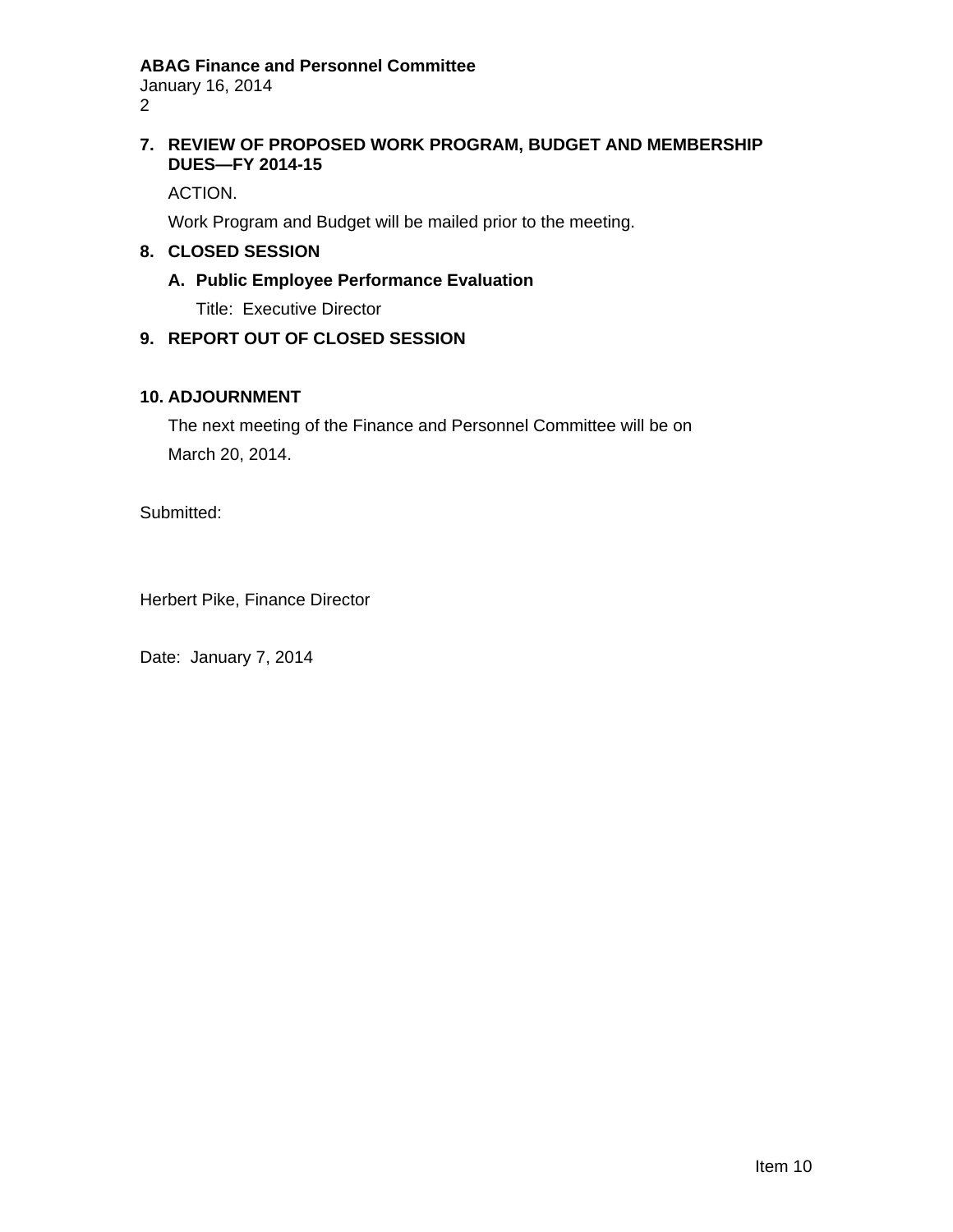**7. REVIEW OF PROPOSED WORK PROGRAM, BUDGET AND MEMBERSHIP DUES—FY 2014-15**

ACTION.

Work Program and Budget will be mailed prior to the meeting.

**8. CLOSED SESSION**

**A. Public Employee Performance Evaluation**

Title: Executive Director

**9. REPORT OUT OF CLOSED SESSION**

**10. ADJOURNMENT**

The next meeting of the Finance and Personnel Committee will be on March 20, 2014.

Submitted:

Herbert Pike, Finance Director

Date: January 7, 2014

Item 10